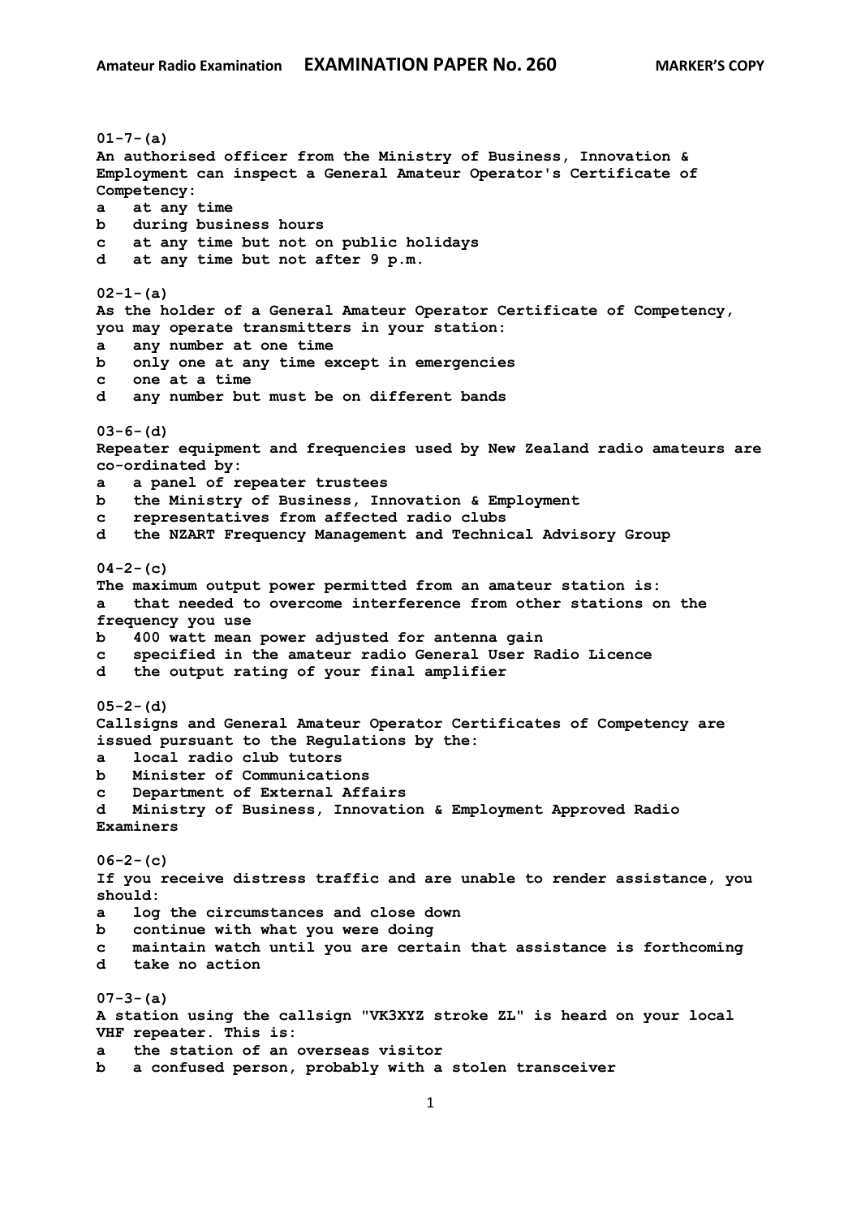**01-7-(a)**
**An authorised officer from the Ministry of Business, Innovation & Employment can inspect a General Amateur Operator's Certificate of Competency:**
a   at any time
b   during business hours
c   at any time but not on public holidays
d   at any time but not after 9 p.m.

**02-1-(a)**
**As the holder of a General Amateur Operator Certificate of Competency, you may operate transmitters in your station:**
a   any number at one time
b   only one at any time except in emergencies
c   one at a time
d   any number but must be on different bands

**03-6-(d)**
**Repeater equipment and frequencies used by New Zealand radio amateurs are co-ordinated by:**
a   a panel of repeater trustees
b   the Ministry of Business, Innovation & Employment
c   representatives from affected radio clubs
d   the NZART Frequency Management and Technical Advisory Group

**04-2-(c)**
**The maximum output power permitted from an amateur station is:**
a   that needed to overcome interference from other stations on the frequency you use
b   400 watt mean power adjusted for antenna gain
c   specified in the amateur radio General User Radio Licence
d   the output rating of your final amplifier

**05-2-(d)**
**Callsigns and General Amateur Operator Certificates of Competency are issued pursuant to the Regulations by the:**
a   local radio club tutors
b   Minister of Communications
c   Department of External Affairs
d   Ministry of Business, Innovation & Employment Approved Radio Examiners

**06-2-(c)**
**If you receive distress traffic and are unable to render assistance, you should:**
a   log the circumstances and close down
b   continue with what you were doing
c   maintain watch until you are certain that assistance is forthcoming
d   take no action

**07-3-(a)**
**A station using the callsign "VK3XYZ stroke ZL" is heard on your local VHF repeater. This is:**
a   the station of an overseas visitor
b   a confused person, probably with a stolen transceiver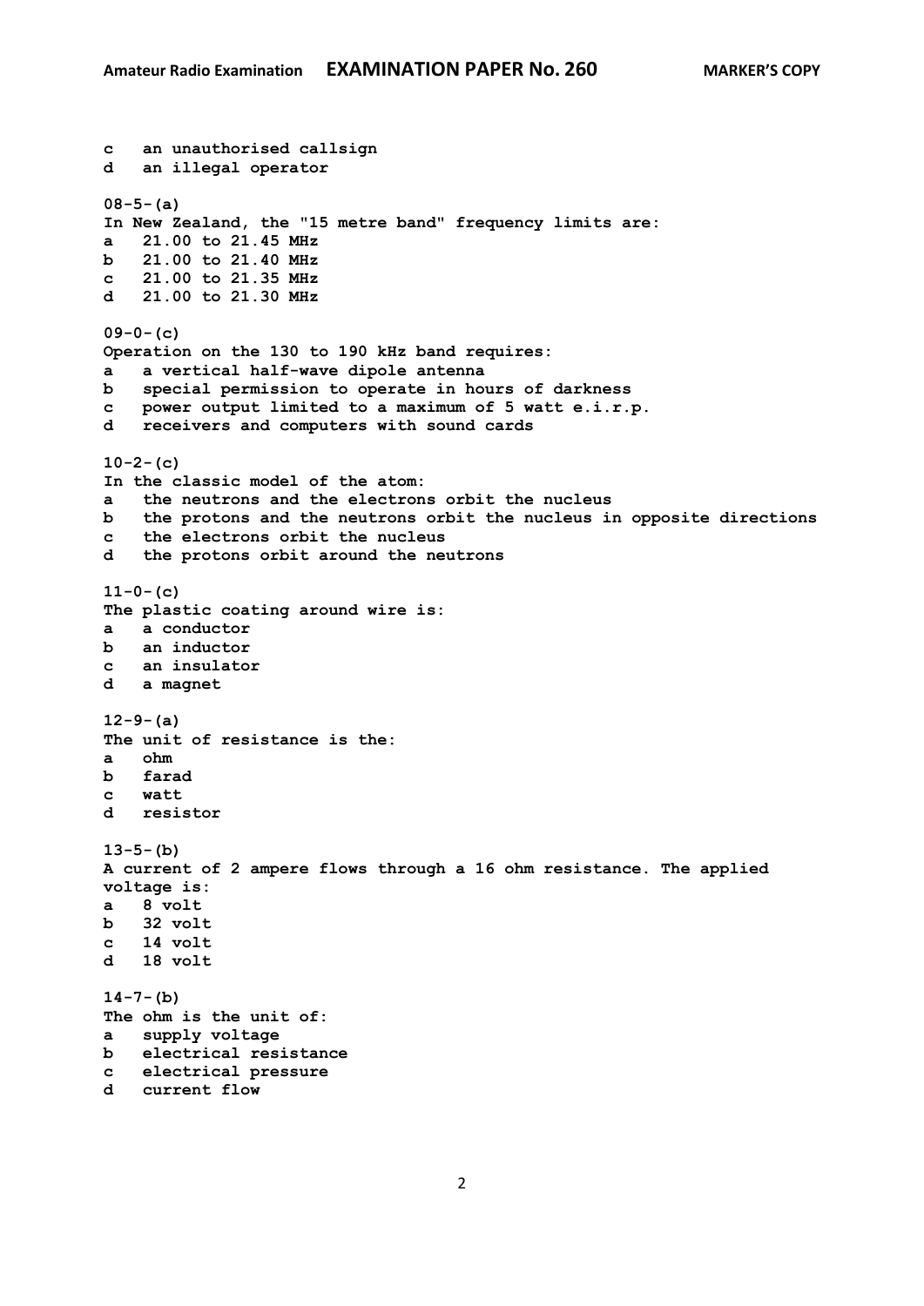c   an unauthorised callsign
d   an illegal operator

**08-5-(a)**
In New Zealand, the "15 metre band" frequency limits are:
a   21.00 to 21.45 MHz
b   21.00 to 21.40 MHz
c   21.00 to 21.35 MHz
d   21.00 to 21.30 MHz

**09-0-(c)**
Operation on the 130 to 190 kHz band requires:
a   a vertical half-wave dipole antenna
b   special permission to operate in hours of darkness
c   power output limited to a maximum of 5 watt e.i.r.p.
d   receivers and computers with sound cards

**10-2-(c)**
In the classic model of the atom:
a   the neutrons and the electrons orbit the nucleus
b   the protons and the neutrons orbit the nucleus in opposite directions
c   the electrons orbit the nucleus
d   the protons orbit around the neutrons

**11-0-(c)**
The plastic coating around wire is:
a   a conductor
b   an inductor
c   an insulator
d   a magnet

**12-9-(a)**
The unit of resistance is the:
a   ohm
b   farad
c   watt
d   resistor

**13-5-(b)**
A current of 2 ampere flows through a 16 ohm resistance. The applied voltage is:
a   8 volt
b   32 volt
c   14 volt
d   18 volt

**14-7-(b)**
The ohm is the unit of:
a   supply voltage
b   electrical resistance
c   electrical pressure
d   current flow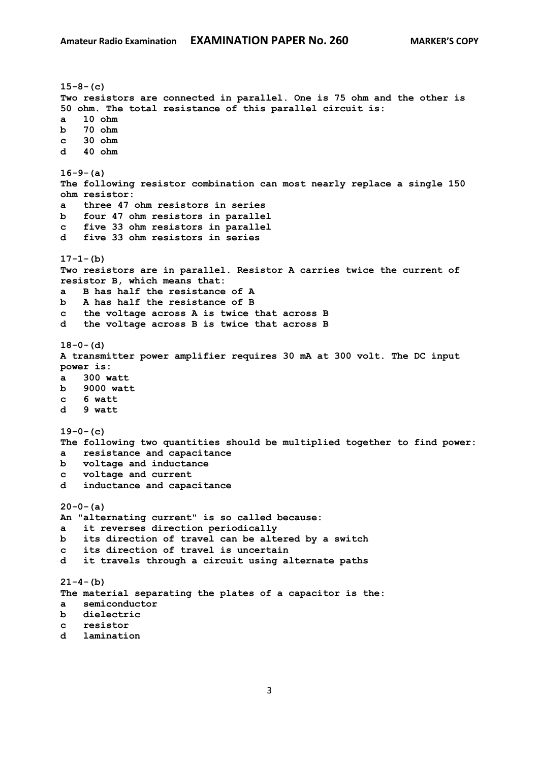**15-8-(c)**
**Two resistors are connected in parallel. One is 75 ohm and the other is 50 ohm. The total resistance of this parallel circuit is:**
**a 10 ohm**
**b 70 ohm**
**c 30 ohm**
**d 40 ohm**

**16-9-(a)**
**The following resistor combination can most nearly replace a single 150 ohm resistor:**
**a three 47 ohm resistors in series**
**b four 47 ohm resistors in parallel**
**c five 33 ohm resistors in parallel**
**d five 33 ohm resistors in series**

**17-1-(b)**
**Two resistors are in parallel. Resistor A carries twice the current of resistor B, which means that:**
**a B has half the resistance of A**
**b A has half the resistance of B**
**c the voltage across A is twice that across B**
**d the voltage across B is twice that across B**

**18-0-(d)**
**A transmitter power amplifier requires 30 mA at 300 volt. The DC input power is:**
**a 300 watt**
**b 9000 watt**
**c 6 watt**
**d 9 watt**

**19-0-(c)**
**The following two quantities should be multiplied together to find power:**
**a resistance and capacitance**
**b voltage and inductance**
**c voltage and current**
**d inductance and capacitance**

**20-0-(a)**
**An "alternating current" is so called because:**
**a it reverses direction periodically**
**b its direction of travel can be altered by a switch**
**c its direction of travel is uncertain**
**d it travels through a circuit using alternate paths**

**21-4-(b)**
**The material separating the plates of a capacitor is the:**
**a semiconductor**
**b dielectric**
**c resistor**
**d lamination**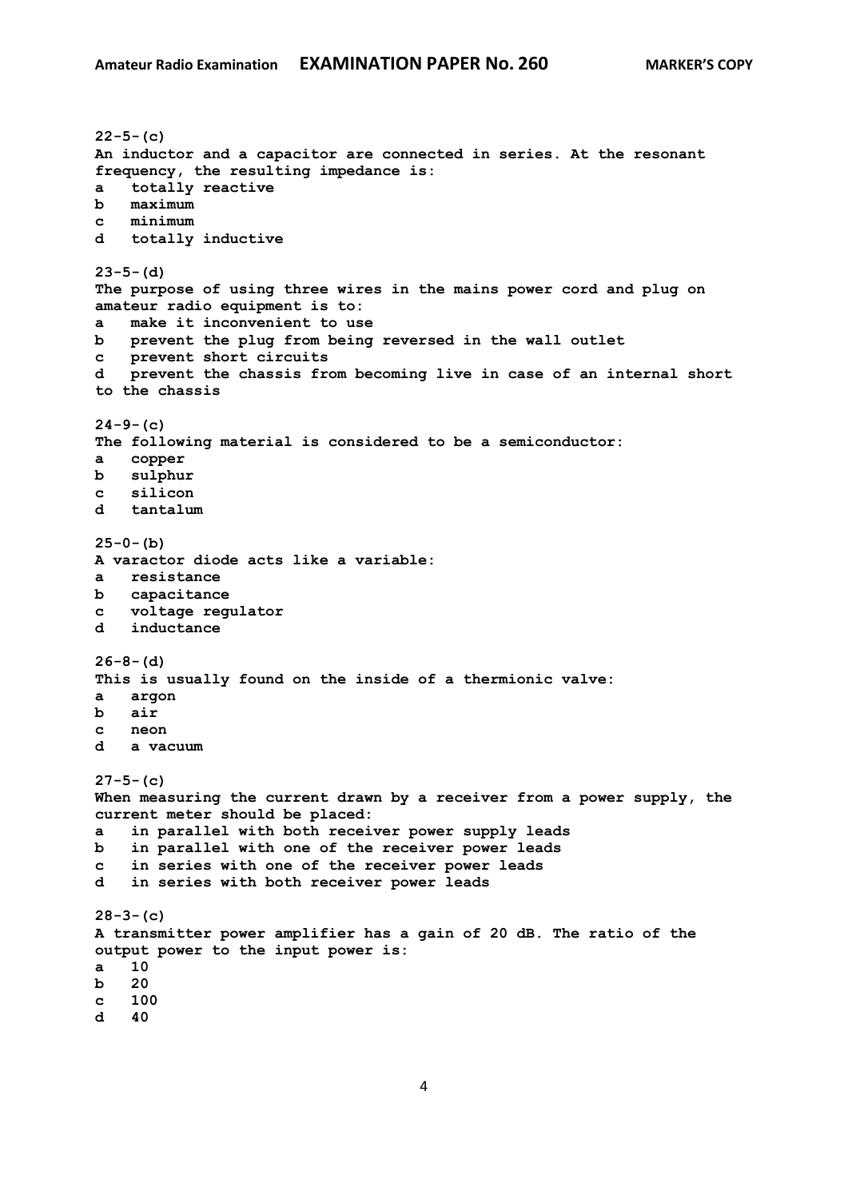**22-5-(c)**
**An inductor and a capacitor are connected in series. At the resonant frequency, the resulting impedance is:**
**a totally reactive**
**b maximum**
**c minimum**
**d totally inductive**

**23-5-(d)**
**The purpose of using three wires in the mains power cord and plug on amateur radio equipment is to:**
**a make it inconvenient to use**
**b prevent the plug from being reversed in the wall outlet**
**c prevent short circuits**
**d prevent the chassis from becoming live in case of an internal short to the chassis**

**24-9-(c)**
**The following material is considered to be a semiconductor:**
**a copper**
**b sulphur**
**c silicon**
**d tantalum**

**25-0-(b)**
**A varactor diode acts like a variable:**
**a resistance**
**b capacitance**
**c voltage regulator**
**d inductance**

**26-8-(d)**
**This is usually found on the inside of a thermionic valve:**
**a argon**
**b air**
**c neon**
**d a vacuum**

**27-5-(c)**
**When measuring the current drawn by a receiver from a power supply, the current meter should be placed:**
**a in parallel with both receiver power supply leads**
**b in parallel with one of the receiver power leads**
**c in series with one of the receiver power leads**
**d in series with both receiver power leads**

**28-3-(c)**
**A transmitter power amplifier has a gain of 20 dB. The ratio of the output power to the input power is:**
**a 10**
**b 20**
**c 100**
**d 40**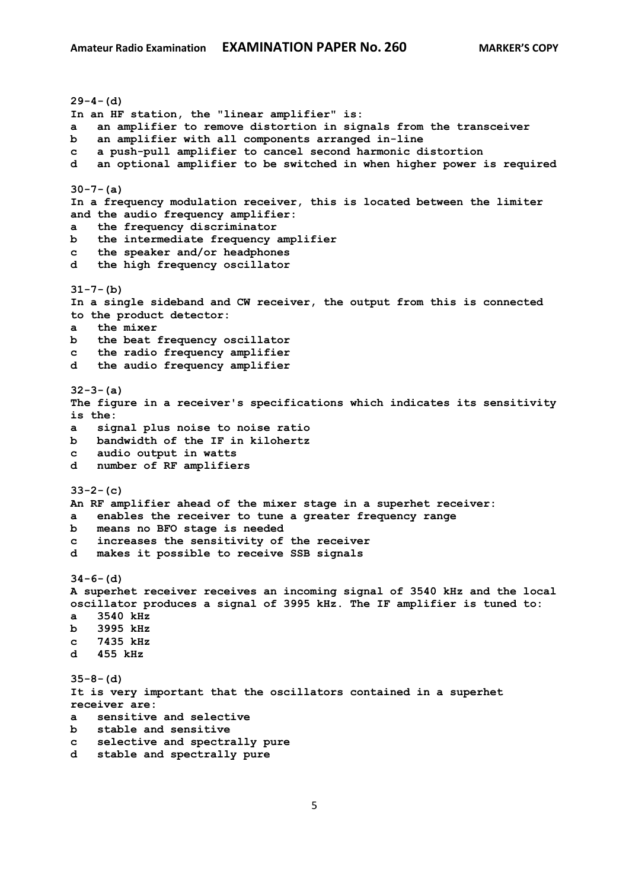**29-4-(d)**
**In an HF station, the "linear amplifier" is:**
**a an amplifier to remove distortion in signals from the transceiver**
**b an amplifier with all components arranged in-line**
**c a push-pull amplifier to cancel second harmonic distortion**
**d an optional amplifier to be switched in when higher power is required**

**30-7-(a)**
**In a frequency modulation receiver, this is located between the limiter and the audio frequency amplifier:**
**a the frequency discriminator**
**b the intermediate frequency amplifier**
**c the speaker and/or headphones**
**d the high frequency oscillator**

**31-7-(b)**
**In a single sideband and CW receiver, the output from this is connected to the product detector:**
**a the mixer**
**b the beat frequency oscillator**
**c the radio frequency amplifier**
**d the audio frequency amplifier**

**32-3-(a)**
**The figure in a receiver's specifications which indicates its sensitivity is the:**
**a signal plus noise to noise ratio**
**b bandwidth of the IF in kilohertz**
**c audio output in watts**
**d number of RF amplifiers**

**33-2-(c)**
**An RF amplifier ahead of the mixer stage in a superhet receiver:**
**a enables the receiver to tune a greater frequency range**
**b means no BFO stage is needed**
**c increases the sensitivity of the receiver**
**d makes it possible to receive SSB signals**

**34-6-(d)**
**A superhet receiver receives an incoming signal of 3540 kHz and the local oscillator produces a signal of 3995 kHz. The IF amplifier is tuned to:**
**a 3540 kHz**
**b 3995 kHz**
**c 7435 kHz**
**d 455 kHz**

**35-8-(d)**
**It is very important that the oscillators contained in a superhet receiver are:**
**a sensitive and selective**
**b stable and sensitive**
**c selective and spectrally pure**
**d stable and spectrally pure**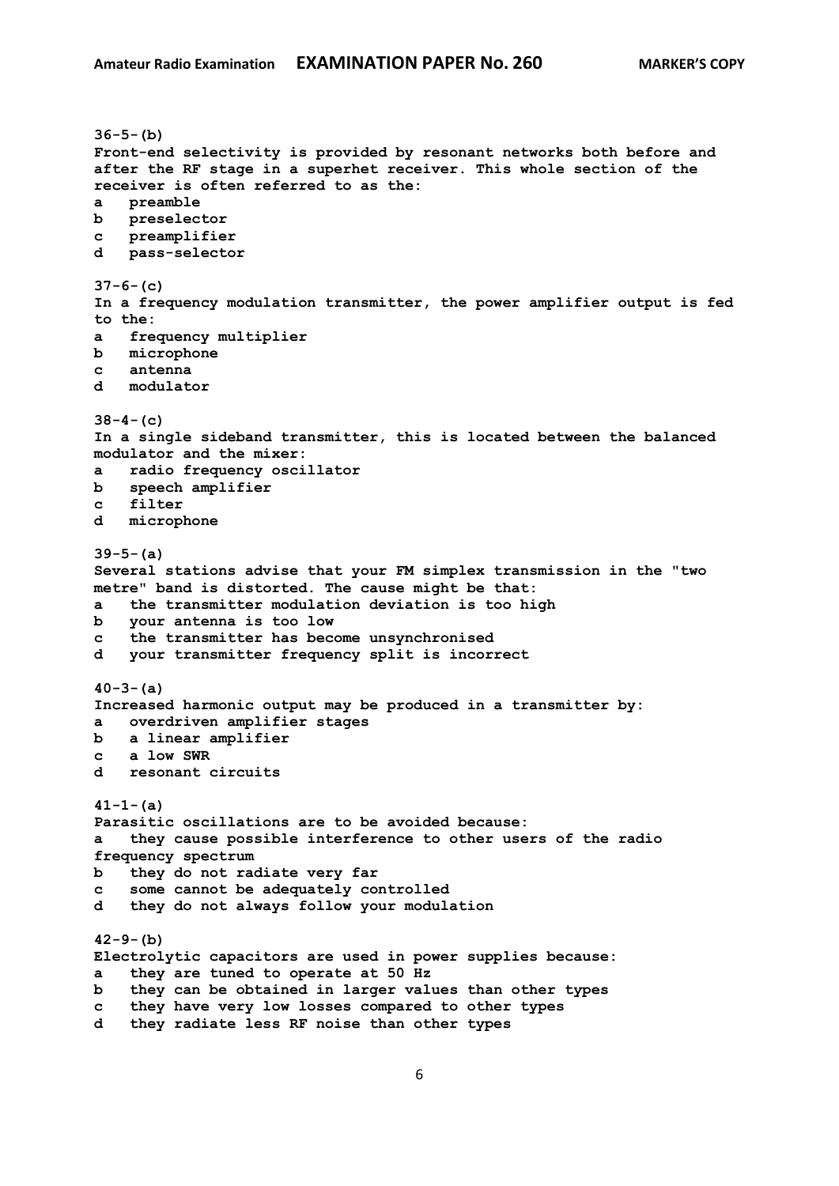**36-5-(b)**
**Front-end selectivity is provided by resonant networks both before and after the RF stage in a superhet receiver. This whole section of the receiver is often referred to as the:**
**a preamble**
**b preselector**
**c preamplifier**
**d pass-selector**

**37-6-(c)**
**In a frequency modulation transmitter, the power amplifier output is fed to the:**
**a frequency multiplier**
**b microphone**
**c antenna**
**d modulator**

**38-4-(c)**
**In a single sideband transmitter, this is located between the balanced modulator and the mixer:**
**a radio frequency oscillator**
**b speech amplifier**
**c filter**
**d microphone**

**39-5-(a)**
**Several stations advise that your FM simplex transmission in the "two metre" band is distorted. The cause might be that:**
**a the transmitter modulation deviation is too high**
**b your antenna is too low**
**c the transmitter has become unsynchronised**
**d your transmitter frequency split is incorrect**

**40-3-(a)**
**Increased harmonic output may be produced in a transmitter by:**
**a overdriven amplifier stages**
**b a linear amplifier**
**c a low SWR**
**d resonant circuits**

**41-1-(a)**
**Parasitic oscillations are to be avoided because:**
**a they cause possible interference to other users of the radio frequency spectrum**
**b they do not radiate very far**
**c some cannot be adequately controlled**
**d they do not always follow your modulation**

**42-9-(b)**
**Electrolytic capacitors are used in power supplies because:**
**a they are tuned to operate at 50 Hz**
**b they can be obtained in larger values than other types**
**c they have very low losses compared to other types**
**d they radiate less RF noise than other types**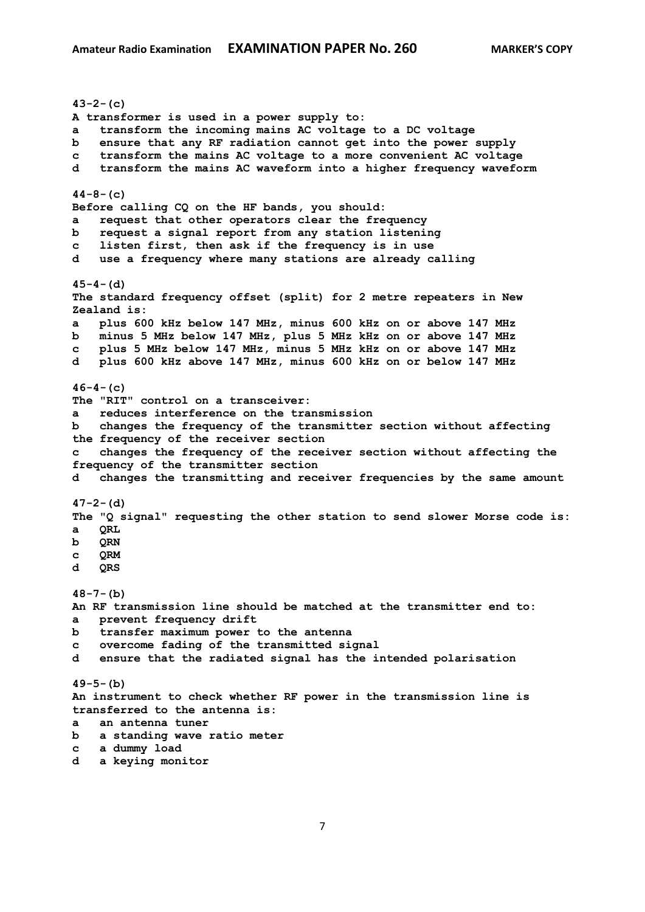**43-2-(c)**
**A transformer is used in a power supply to:**
**a transform the incoming mains AC voltage to a DC voltage**
**b ensure that any RF radiation cannot get into the power supply**
**c transform the mains AC voltage to a more convenient AC voltage**
**d transform the mains AC waveform into a higher frequency waveform**

**44-8-(c)**
**Before calling CQ on the HF bands, you should:**
**a request that other operators clear the frequency**
**b request a signal report from any station listening**
**c listen first, then ask if the frequency is in use**
**d use a frequency where many stations are already calling**

**45-4-(d)**
**The standard frequency offset (split) for 2 metre repeaters in New Zealand is:**
**a plus 600 kHz below 147 MHz, minus 600 kHz on or above 147 MHz**
**b minus 5 MHz below 147 MHz, plus 5 MHz kHz on or above 147 MHz**
**c plus 5 MHz below 147 MHz, minus 5 MHz kHz on or above 147 MHz**
**d plus 600 kHz above 147 MHz, minus 600 kHz on or below 147 MHz**

**46-4-(c)**
**The "RIT" control on a transceiver:**
**a reduces interference on the transmission**
**b changes the frequency of the transmitter section without affecting the frequency of the receiver section**
**c changes the frequency of the receiver section without affecting the frequency of the transmitter section**
**d changes the transmitting and receiver frequencies by the same amount**

**47-2-(d)**
**The "Q signal" requesting the other station to send slower Morse code is:**
**a QRL**
**b QRN**
**c QRM**
**d QRS**

**48-7-(b)**
**An RF transmission line should be matched at the transmitter end to:**
**a prevent frequency drift**
**b transfer maximum power to the antenna**
**c overcome fading of the transmitted signal**
**d ensure that the radiated signal has the intended polarisation**

**49-5-(b)**
**An instrument to check whether RF power in the transmission line is transferred to the antenna is:**
**a an antenna tuner**
**b a standing wave ratio meter**
**c a dummy load**
**d a keying monitor**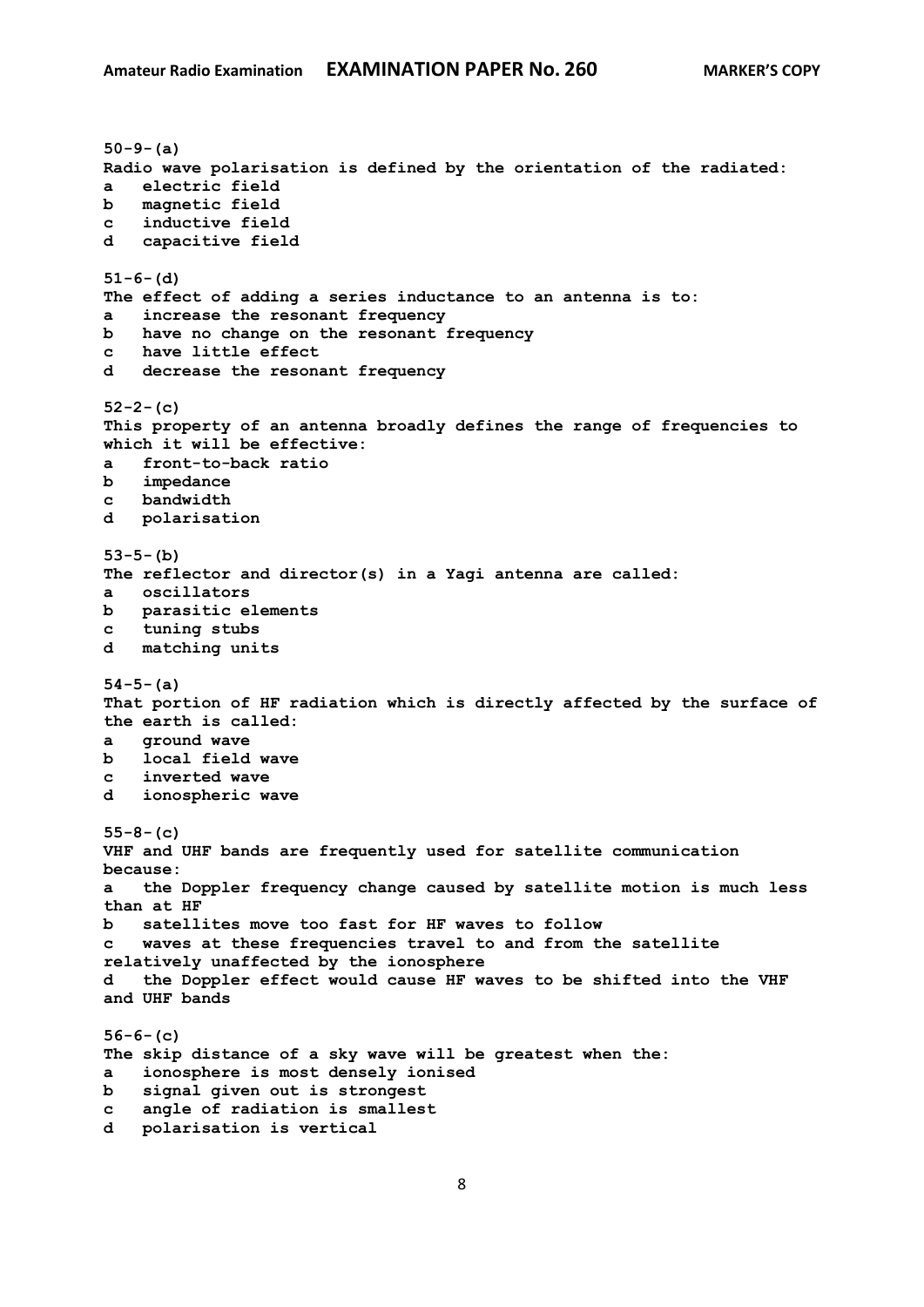**50-9-(a)**
**Radio wave polarisation is defined by the orientation of the radiated:**
**a electric field**
**b magnetic field**
**c inductive field**
**d capacitive field**

**51-6-(d)**
**The effect of adding a series inductance to an antenna is to:**
**a increase the resonant frequency**
**b have no change on the resonant frequency**
**c have little effect**
**d decrease the resonant frequency**

**52-2-(c)**
**This property of an antenna broadly defines the range of frequencies to which it will be effective:**
**a front-to-back ratio**
**b impedance**
**c bandwidth**
**d polarisation**

**53-5-(b)**
**The reflector and director(s) in a Yagi antenna are called:**
**a oscillators**
**b parasitic elements**
**c tuning stubs**
**d matching units**

**54-5-(a)**
**That portion of HF radiation which is directly affected by the surface of the earth is called:**
**a ground wave**
**b local field wave**
**c inverted wave**
**d ionospheric wave**

**55-8-(c)**
**VHF and UHF bands are frequently used for satellite communication because:**
**a the Doppler frequency change caused by satellite motion is much less than at HF**
**b satellites move too fast for HF waves to follow**
**c waves at these frequencies travel to and from the satellite relatively unaffected by the ionosphere**
**d the Doppler effect would cause HF waves to be shifted into the VHF and UHF bands**

**56-6-(c)**
**The skip distance of a sky wave will be greatest when the:**
**a ionosphere is most densely ionised**
**b signal given out is strongest**
**c angle of radiation is smallest**
**d polarisation is vertical**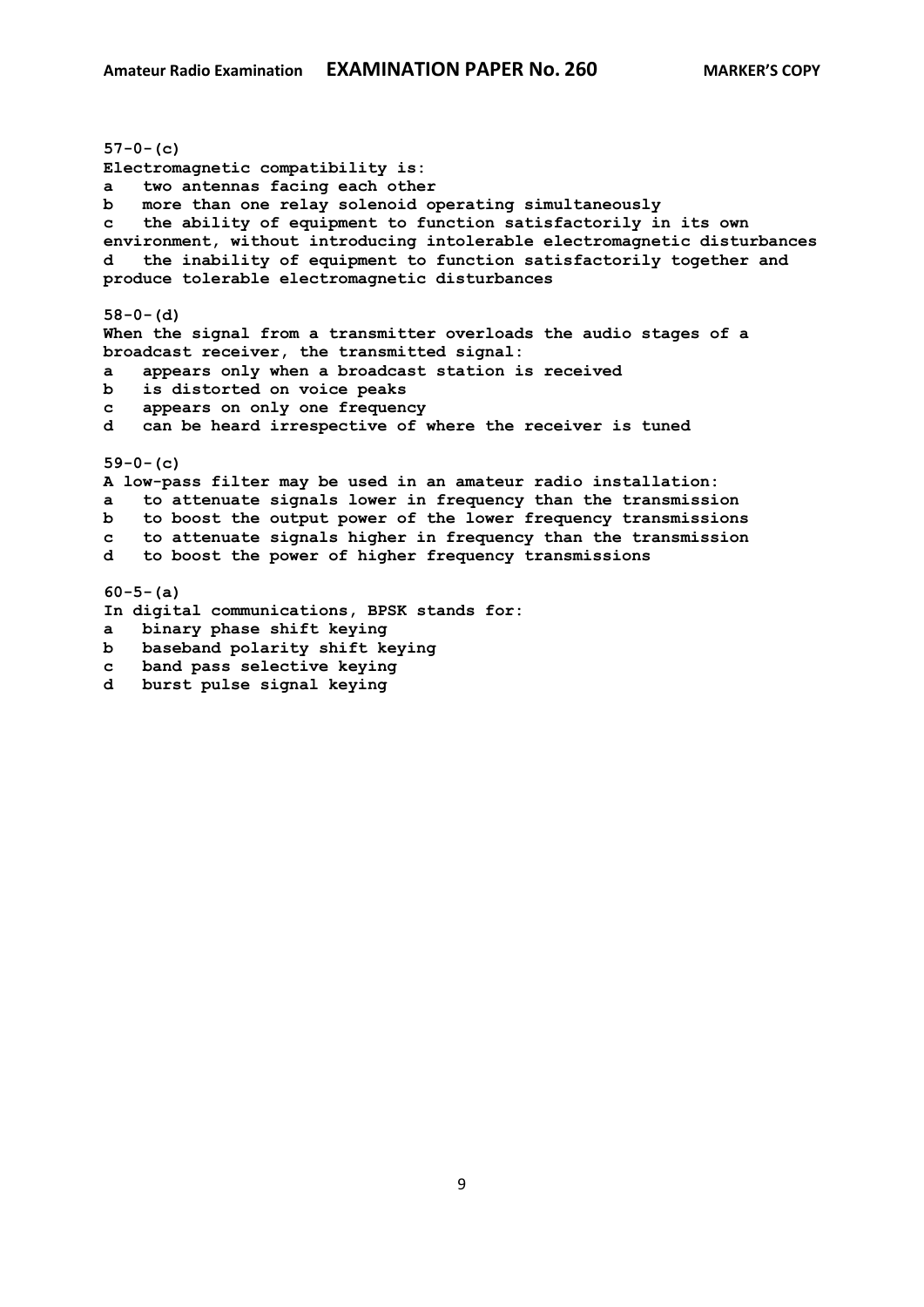**57-0-(c)**
**Electromagnetic compatibility is:**
**a two antennas facing each other**
**b more than one relay solenoid operating simultaneously**
**c the ability of equipment to function satisfactorily in its own environment, without introducing intolerable electromagnetic disturbances**
**d the inability of equipment to function satisfactorily together and produce tolerable electromagnetic disturbances**

**58-0-(d)**
**When the signal from a transmitter overloads the audio stages of a broadcast receiver, the transmitted signal:**
**a appears only when a broadcast station is received**
**b is distorted on voice peaks**
**c appears on only one frequency**
**d can be heard irrespective of where the receiver is tuned**

**59-0-(c)**
**A low-pass filter may be used in an amateur radio installation:**
**a to attenuate signals lower in frequency than the transmission**
**b to boost the output power of the lower frequency transmissions**
**c to attenuate signals higher in frequency than the transmission**
**d to boost the power of higher frequency transmissions**

**60-5-(a)**
**In digital communications, BPSK stands for:**
**a binary phase shift keying**
**b baseband polarity shift keying**
**c band pass selective keying**
**d burst pulse signal keying**